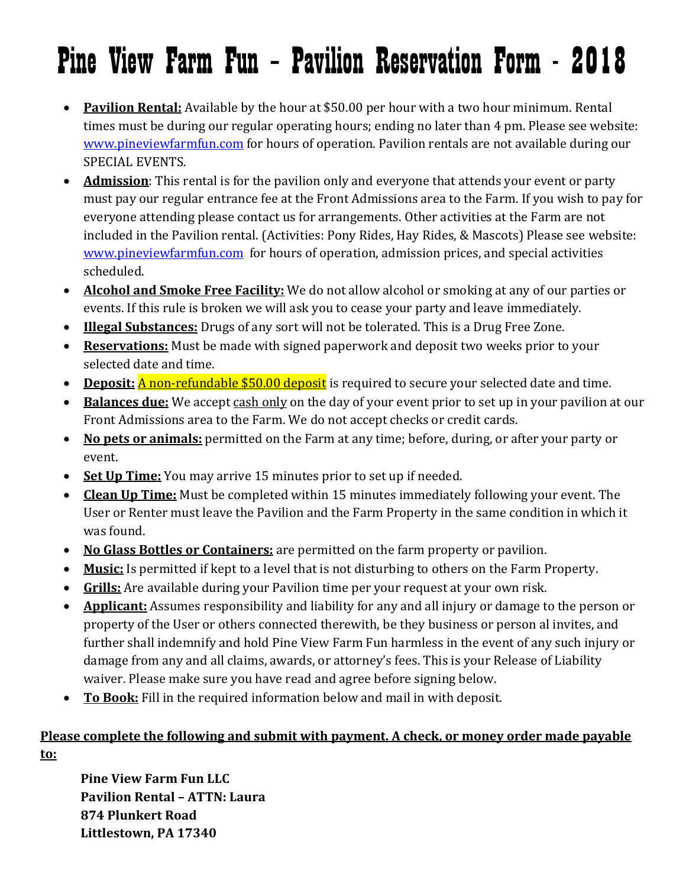# Pine View Farm Fun – Pavilion Reservation Form - 2018

- **Pavilion Rental:** Available by the hour at $50.00 per hour with a two hour minimum. Rental times must be during our regular operating hours; ending no later than 4 pm. Please see website: www.pineviewfarmfun.com for hours of operation. Pavilion rentals are not available during our SPECIAL EVENTS.
- **Admission**: This rental is for the pavilion only and everyone that attends your event or party must pay our regular entrance fee at the Front Admissions area to the Farm. If you wish to pay for everyone attending please contact us for arrangements. Other activities at the Farm are not included in the Pavilion rental. (Activities: Pony Rides, Hay Rides, & Mascots) Please see website: www.pineviewfarmfun.com for hours of operation, admission prices, and special activities scheduled.
- **Alcohol and Smoke Free Facility:** We do not allow alcohol or smoking at any of our parties or events. If this rule is broken we will ask you to cease your party and leave immediately.
- **Illegal Substances:** Drugs of any sort will not be tolerated. This is a Drug Free Zone.
- **Reservations:** Must be made with signed paperwork and deposit two weeks prior to your selected date and time.
- **Deposit:** A non-refundable $50.00 deposit is required to secure your selected date and time.
- **Balances due:** We accept cash only on the day of your event prior to set up in your pavilion at our Front Admissions area to the Farm. We do not accept checks or credit cards.
- **No pets or animals:** permitted on the Farm at any time; before, during, or after your party or event.
- **Set Up Time:** You may arrive 15 minutes prior to set up if needed.
- **Clean Up Time:** Must be completed within 15 minutes immediately following your event. The User or Renter must leave the Pavilion and the Farm Property in the same condition in which it was found.
- **No Glass Bottles or Containers:** are permitted on the farm property or pavilion.
- **Music:** Is permitted if kept to a level that is not disturbing to others on the Farm Property.
- **Grills:** Are available during your Pavilion time per your request at your own risk.
- **Applicant:** Assumes responsibility and liability for any and all injury or damage to the person or property of the User or others connected therewith, be they business or person al invites, and further shall indemnify and hold Pine View Farm Fun harmless in the event of any such injury or damage from any and all claims, awards, or attorney's fees. This is your Release of Liability waiver. Please make sure you have read and agree before signing below.
- **To Book:** Fill in the required information below and mail in with deposit.

**Please complete the following and submit with payment. A check, or money order made payable to:**

**Pine View Farm Fun LLC**
**Pavilion Rental – ATTN: Laura**
**874 Plunkert Road**
**Littlestown, PA 17340**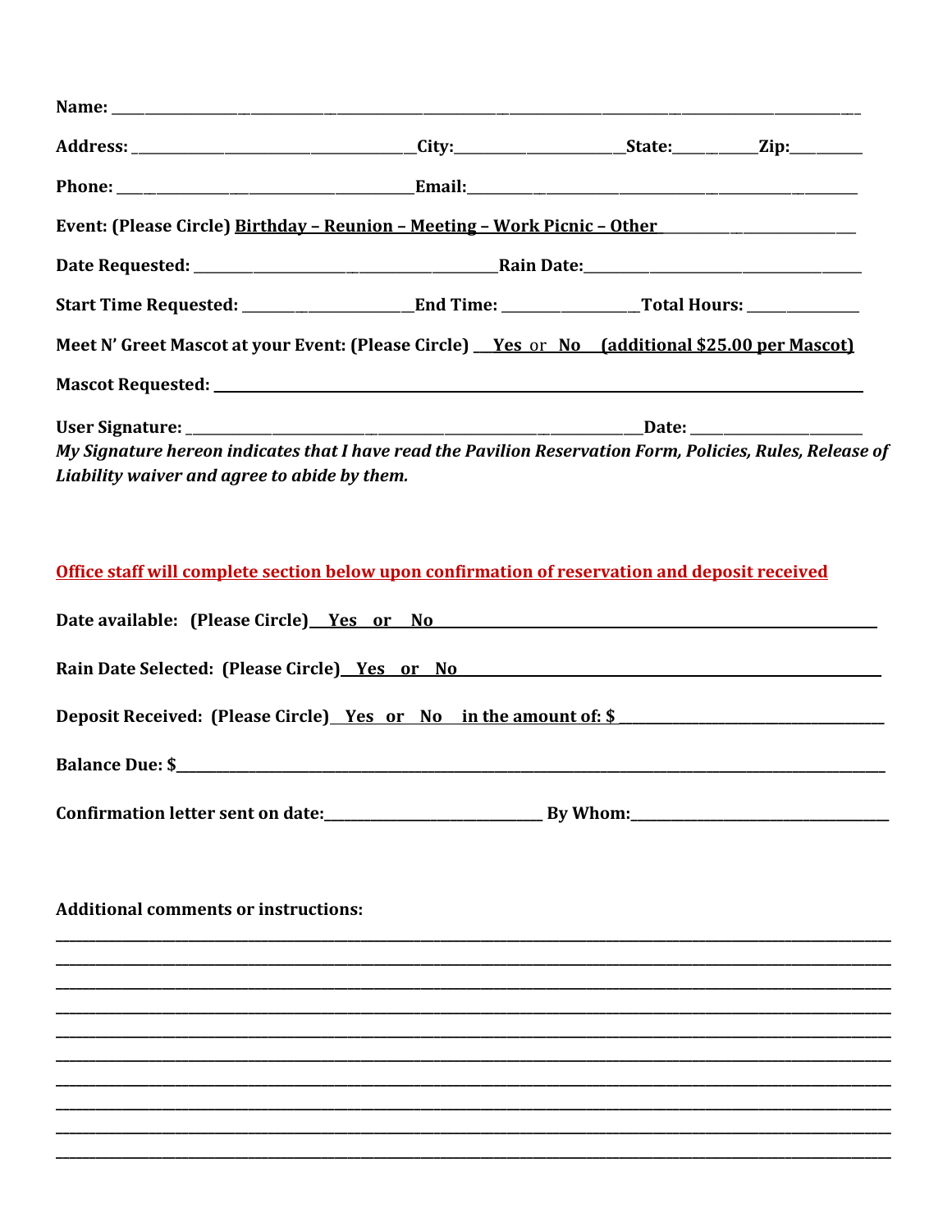**Name:** ___________________________________________________________________________________

**Address:** ______________________________**City:**___________________**State:**_________**Zip:**________

**Phone:** _______________________________**Email:**_____________________________________________

**Event: (Please Circle)** **Birthday – Reunion – Meeting – Work Picnic – Other** ______________________

**Date Requested:** ________________________________**Rain Date:**______________________________

**Start Time Requested:** __________________**End Time:** _______________**Total Hours:** ____________

**Meet N' Greet Mascot at your Event: (Please Circle)** __**Yes** or **No**__ **(additional $25.00 per Mascot)**

**Mascot Requested:** _______________________________________________________________________

**User Signature:** _______________________________________________________**Date:** ___________________

***My Signature hereon indicates that I have read the Pavilion Reservation Form, Policies, Rules, Release of Liability waiver and agree to abide by them.***

**Office staff will complete section below upon confirmation of reservation and deposit received**

**Date available: (Please Circle)** __**Yes or No**__

**Rain Date Selected: (Please Circle)** __**Yes or No**__

**Deposit Received: (Please Circle)** __**Yes or No**__ **in the amount of: $** ______________________________

**Balance Due: $**_________________________________________________________________________________

**Confirmation letter sent on date:**_________________________ **By Whom:**______________________________

**Additional comments or instructions:**

___________________________________________________________________________________________

___________________________________________________________________________________________

___________________________________________________________________________________________

___________________________________________________________________________________________

___________________________________________________________________________________________

___________________________________________________________________________________________

___________________________________________________________________________________________

___________________________________________________________________________________________

___________________________________________________________________________________________

___________________________________________________________________________________________